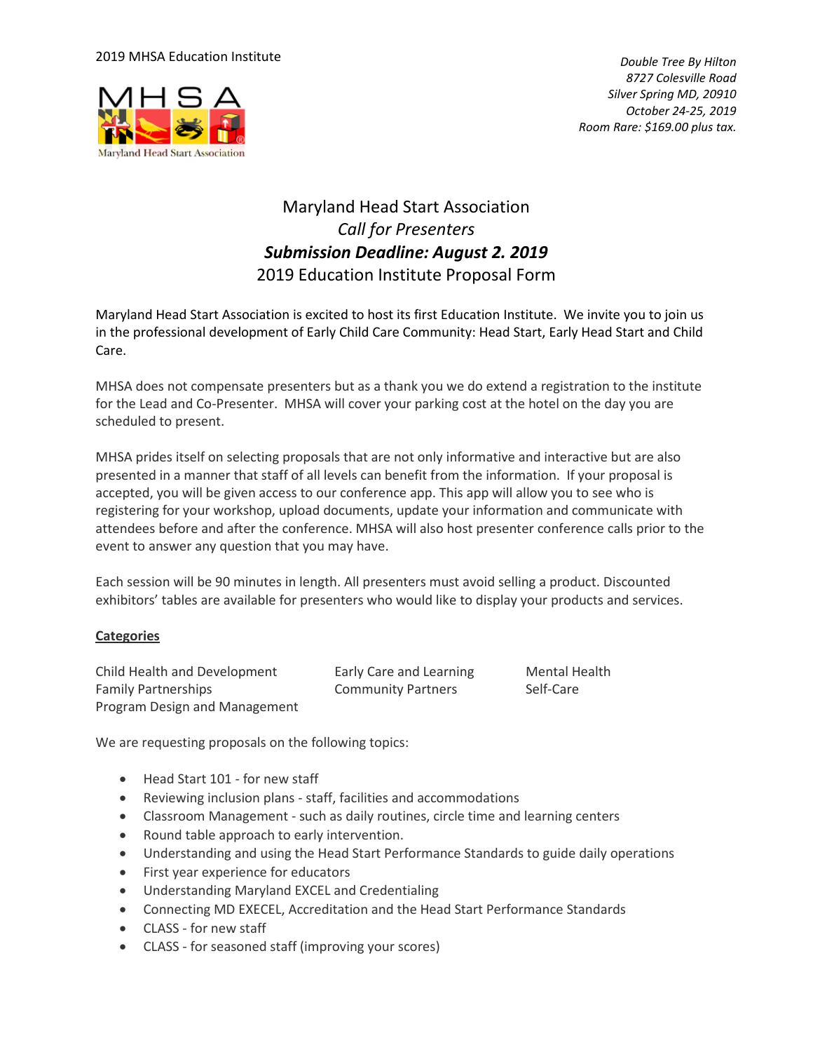2019 MHSA Education Institute

*Double Tree By Hilton*
*8727 Colesville Road*
*Silver Spring MD, 20910*
*October 24-25, 2019*
*Room Rare: $169.00 plus tax.*

# Maryland Head Start Association

*Call for Presenters*

***Submission Deadline: August 2. 2019***

2019 Education Institute Proposal Form

Maryland Head Start Association is excited to host its first Education Institute. We invite you to join us in the professional development of Early Child Care Community: Head Start, Early Head Start and Child Care.

MHSA does not compensate presenters but as a thank you we do extend a registration to the institute for the Lead and Co-Presenter. MHSA will cover your parking cost at the hotel on the day you are scheduled to present.

MHSA prides itself on selecting proposals that are not only informative and interactive but are also presented in a manner that staff of all levels can benefit from the information. If your proposal is accepted, you will be given access to our conference app. This app will allow you to see who is registering for your workshop, upload documents, update your information and communicate with attendees before and after the conference. MHSA will also host presenter conference calls prior to the event to answer any question that you may have.

Each session will be 90 minutes in length. All presenters must avoid selling a product. Discounted exhibitors' tables are available for presenters who would like to display your products and services.

**Categories**

Child Health and Development
Family Partnerships
Program Design and Management
Early Care and Learning
Community Partners
Mental Health
Self-Care

We are requesting proposals on the following topics:

- Head Start 101 - for new staff
- Reviewing inclusion plans - staff, facilities and accommodations
- Classroom Management - such as daily routines, circle time and learning centers
- Round table approach to early intervention.
- Understanding and using the Head Start Performance Standards to guide daily operations
- First year experience for educators
- Understanding Maryland EXCEL and Credentialing
- Connecting MD EXECEL, Accreditation and the Head Start Performance Standards
- CLASS - for new staff
- CLASS - for seasoned staff (improving your scores)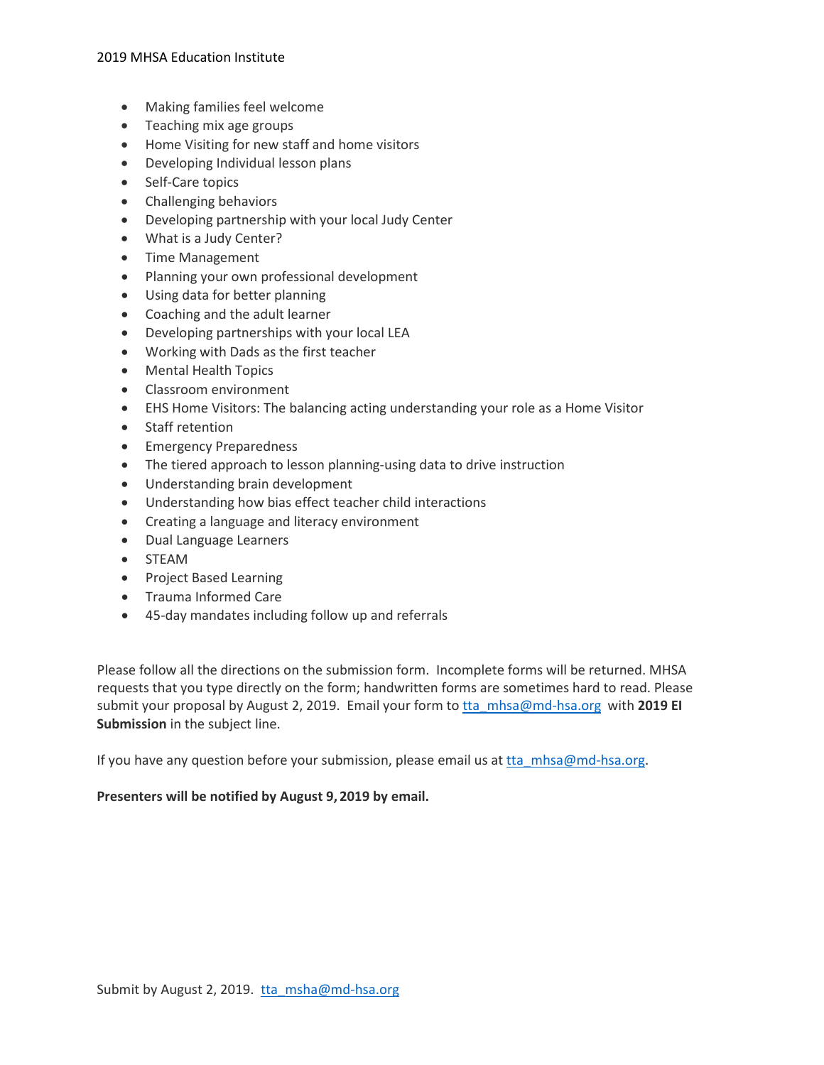- Making families feel welcome
- Teaching mix age groups
- Home Visiting for new staff and home visitors
- Developing Individual lesson plans
- Self-Care topics
- Challenging behaviors
- Developing partnership with your local Judy Center
- What is a Judy Center?
- Time Management
- Planning your own professional development
- Using data for better planning
- Coaching and the adult learner
- Developing partnerships with your local LEA
- Working with Dads as the first teacher
- Mental Health Topics
- Classroom environment
- EHS Home Visitors: The balancing acting understanding your role as a Home Visitor
- Staff retention
- Emergency Preparedness
- The tiered approach to lesson planning-using data to drive instruction
- Understanding brain development
- Understanding how bias effect teacher child interactions
- Creating a language and literacy environment
- Dual Language Learners
- STEAM
- Project Based Learning
- Trauma Informed Care
- 45-day mandates including follow up and referrals

Please follow all the directions on the submission form. Incomplete forms will be returned. MHSA requests that you type directly on the form; handwritten forms are sometimes hard to read. Please submit your proposal by August 2, 2019. Email your form to tta_mhsa@md-hsa.org with **2019 EI Submission** in the subject line.

If you have any question before your submission, please email us at tta_mhsa@md-hsa.org.

**Presenters will be notified by August 9, 2019 by email.**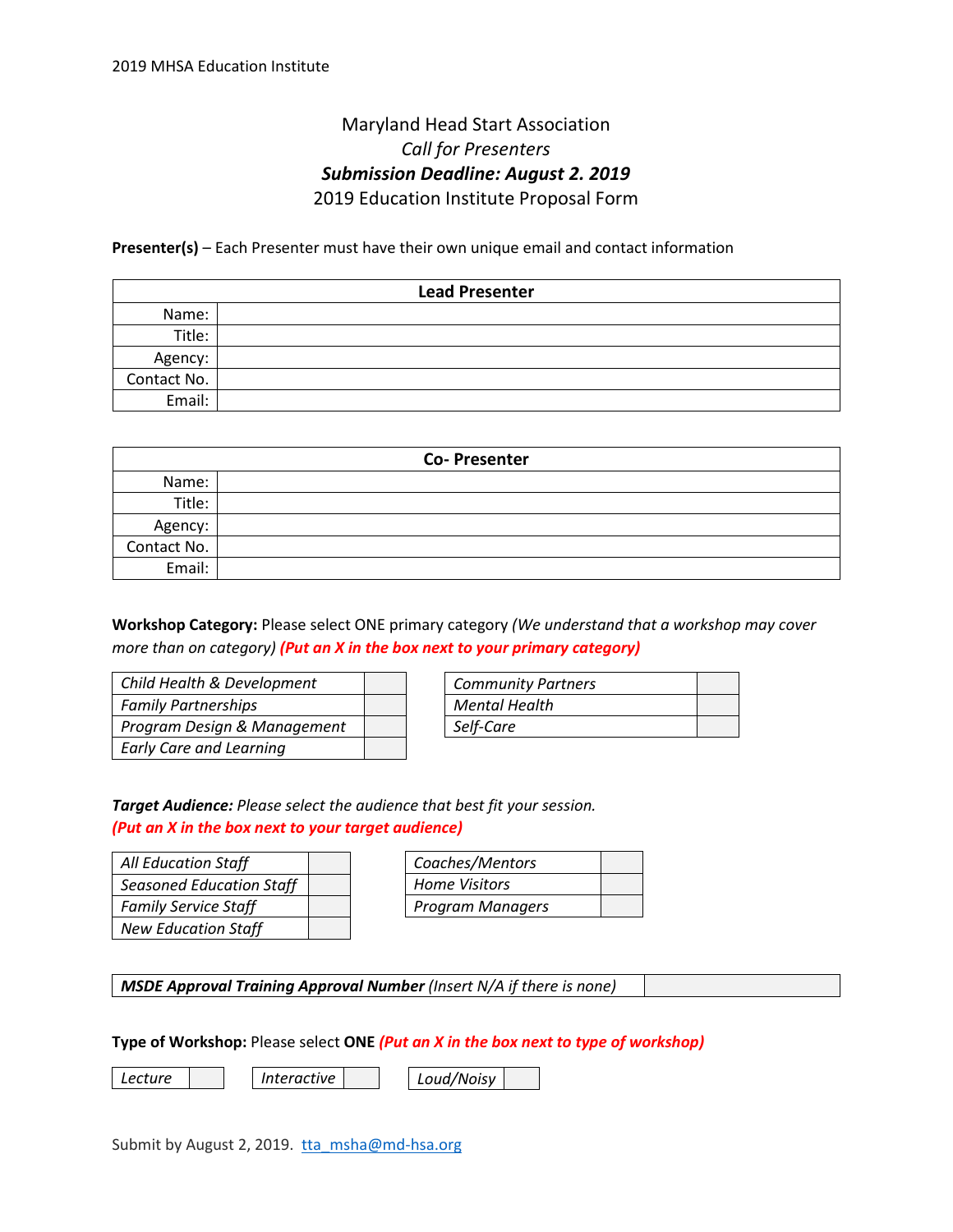Maryland Head Start Association

*Call for Presenters*

***Submission Deadline: August 2. 2019***

2019 Education Institute Proposal Form

**Presenter(s)** – Each Presenter must have their own unique email and contact information

| Lead Presenter | |
|---|---|
| Name: | |
| Title: | |
| Agency: | |
| Contact No. | |
| Email: | |

| Co- Presenter | |
|---|---|
| Name: | |
| Title: | |
| Agency: | |
| Contact No. | |
| Email: | |

**Workshop Category:** Please select ONE primary category *(We understand that a workshop may cover more than on category)* ***(Put an X in the box next to your primary category)***

| | |
|---|---|
| *Child Health & Development* | |
| *Family Partnerships* | |
| *Program Design & Management* | |
| *Early Care and Learning* | |

| | |
|---|---|
| *Community Partners* | |
| *Mental Health* | |
| *Self-Care* | |

***Target Audience:*** *Please select the audience that best fit your session.*
***(Put an X in the box next to your target audience)***

| | |
|---|---|
| *All Education Staff* | |
| *Seasoned Education Staff* | |
| *Family Service Staff* | |
| *New Education Staff* | |

| | |
|---|---|
| *Coaches/Mentors* | |
| *Home Visitors* | |
| *Program Managers* | |

| | |
|---|---|
| ***MSDE Approval Training Approval Number*** *(Insert N/A if there is none)* | |

**Type of Workshop:** Please select **ONE** ***(Put an X in the box next to type of workshop)***

| | | | | | |
|---|---|---|---|---|---|
| *Lecture* | | *Interactive* | | *Loud/Noisy* | |

Submit by August 2, 2019. tta_msha@md-hsa.org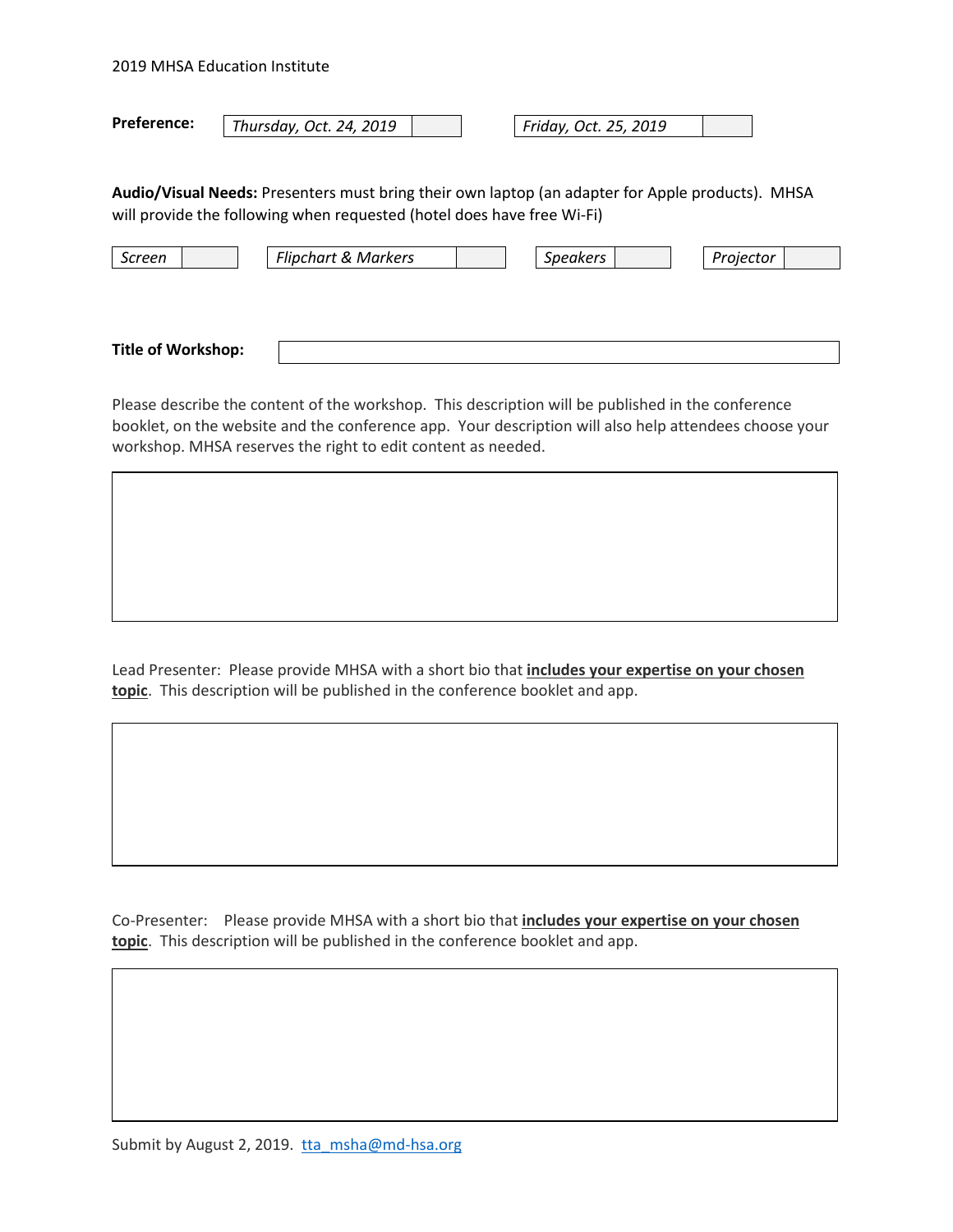2019 MHSA Education Institute

**Preference:**

| *Thursday, Oct. 24, 2019* | | *Friday, Oct. 25, 2019* | |
|---|---|---|---|

**Audio/Visual Needs:** Presenters must bring their own laptop (an adapter for Apple products). MHSA will provide the following when requested (hotel does have free Wi-Fi)

| *Screen* | | *Flipchart & Markers* | | *Speakers* | | *Projector* | |
|---|---|---|---|---|---|---|---|

**Title of Workshop:**

Please describe the content of the workshop. This description will be published in the conference booklet, on the website and the conference app. Your description will also help attendees choose your workshop. MHSA reserves the right to edit content as needed.

Lead Presenter: Please provide MHSA with a short bio that **includes your expertise on your chosen topic**. This description will be published in the conference booklet and app.

Co-Presenter: Please provide MHSA with a short bio that **includes your expertise on your chosen topic**. This description will be published in the conference booklet and app.

Submit by August 2, 2019. tta_msha@md-hsa.org